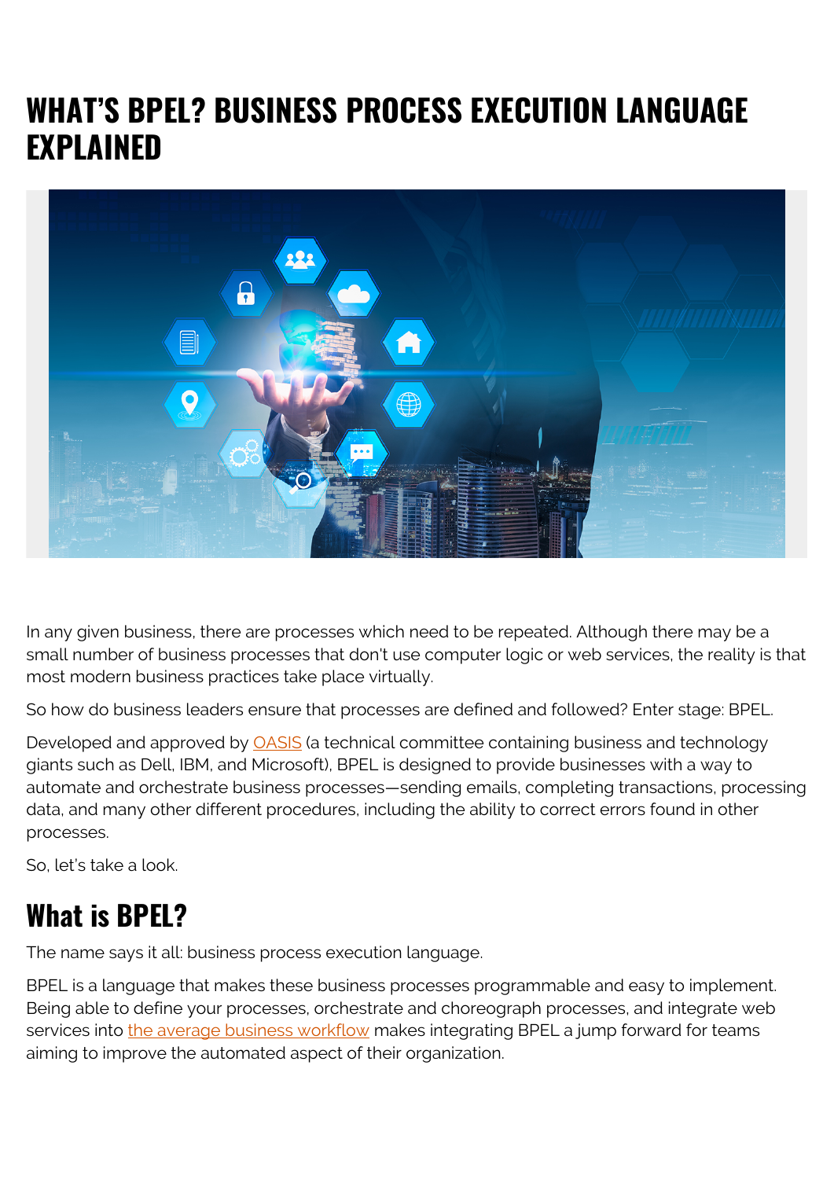# WHAT'S BPEL? BUSINESS PROCESS EXECUTION LANGUAGE EXPLAINED

In any given business, there are processes which need to be repeated. Although there may be a small number of business processes that don't use computer logic or web services, the reality is that most modern business practices take place virtually.

So how do business leaders ensure that processes are defined and followed? Enter stage: BPEL.

Developed and approved by OASIS (a technical committee containing business and technology giants such as Dell, IBM, and Microsoft), BPEL is designed to provide businesses with a way to automate and orchestrate business processes—sending emails, completing transactions, processing data, and many other different procedures, including the ability to correct errors found in other processes.

So, let's take a look.

## What is BPEL?

The name says it all: business process execution language.

BPEL is a language that makes these business processes programmable and easy to implement. Being able to define your processes, orchestrate and choreograph processes, and integrate web services into the average business workflow makes integrating BPEL a jump forward for teams aiming to improve the automated aspect of their organization.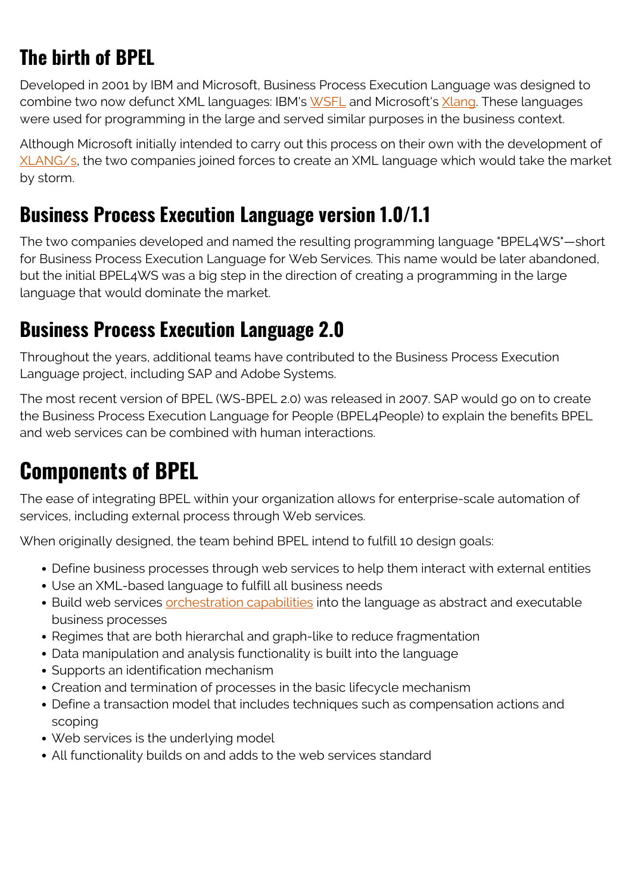## The birth of BPEL

Developed in 2001 by IBM and Microsoft, Business Process Execution Language was designed to combine two now defunct XML languages: IBM's WSFL and Microsoft's Xlang. These languages were used for programming in the large and served similar purposes in the business context.

Although Microsoft initially intended to carry out this process on their own with the development of XLANG/s, the two companies joined forces to create an XML language which would take the market by storm.

## Business Process Execution Language version 1.0/1.1

The two companies developed and named the resulting programming language "BPEL4WS"—short for Business Process Execution Language for Web Services. This name would be later abandoned, but the initial BPEL4WS was a big step in the direction of creating a programming in the large language that would dominate the market.

## Business Process Execution Language 2.0

Throughout the years, additional teams have contributed to the Business Process Execution Language project, including SAP and Adobe Systems.

The most recent version of BPEL (WS-BPEL 2.0) was released in 2007. SAP would go on to create the Business Process Execution Language for People (BPEL4People) to explain the benefits BPEL and web services can be combined with human interactions.

# Components of BPEL

The ease of integrating BPEL within your organization allows for enterprise-scale automation of services, including external process through Web services.

When originally designed, the team behind BPEL intend to fulfill 10 design goals:

- Define business processes through web services to help them interact with external entities
- Use an XML-based language to fulfill all business needs
- Build web services orchestration capabilities into the language as abstract and executable business processes
- Regimes that are both hierarchal and graph-like to reduce fragmentation
- Data manipulation and analysis functionality is built into the language
- Supports an identification mechanism
- Creation and termination of processes in the basic lifecycle mechanism
- Define a transaction model that includes techniques such as compensation actions and scoping
- Web services is the underlying model
- All functionality builds on and adds to the web services standard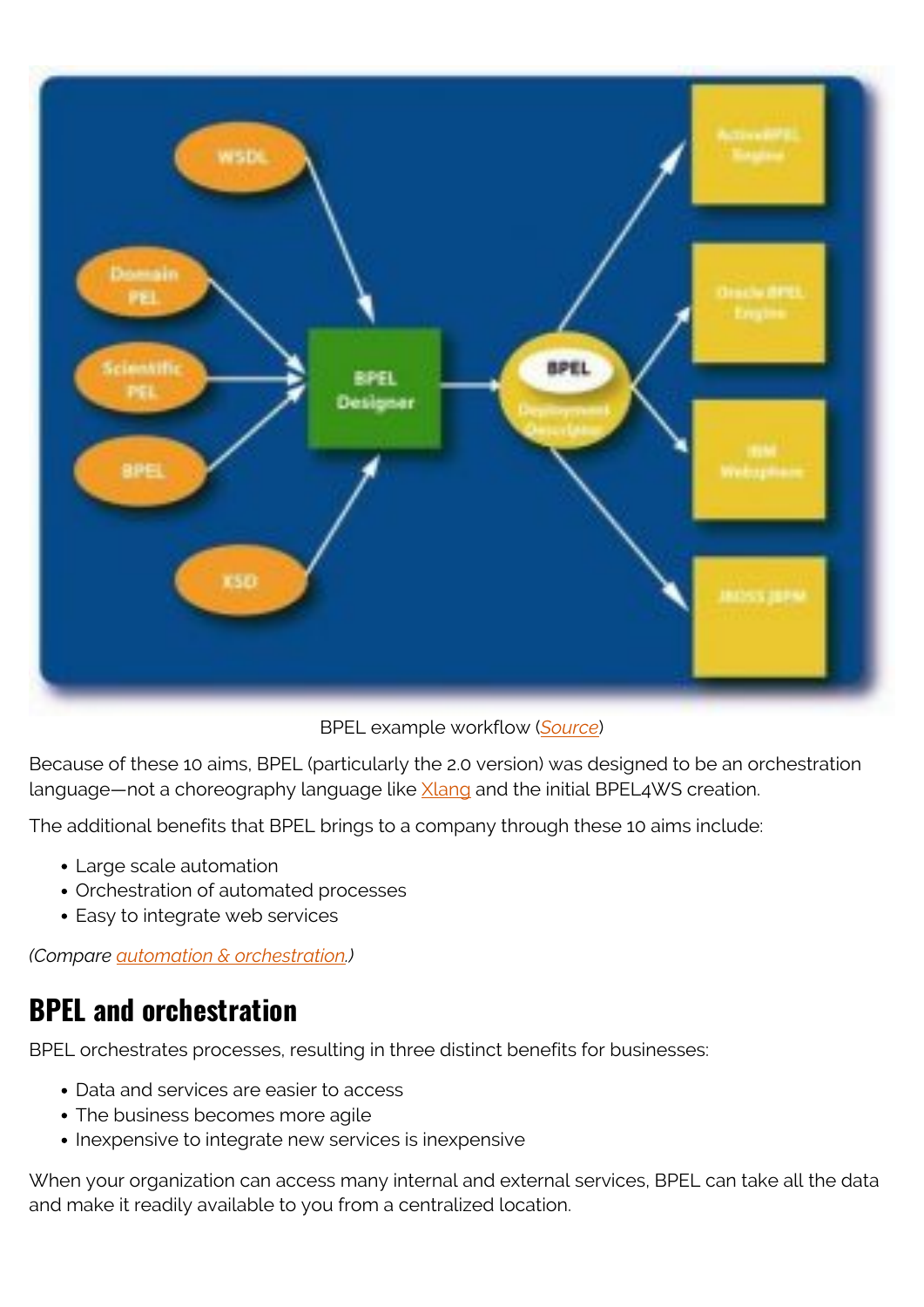BPEL example workflow (*Source*)

Because of these 10 aims, BPEL (particularly the 2.0 version) was designed to be an orchestration language—not a choreography language like Xlang and the initial BPEL4WS creation.

The additional benefits that BPEL brings to a company through these 10 aims include:

- Large scale automation
- Orchestration of automated processes
- Easy to integrate web services

*(Compare automation & orchestration.)*

## BPEL and orchestration

BPEL orchestrates processes, resulting in three distinct benefits for businesses:

- Data and services are easier to access
- The business becomes more agile
- Inexpensive to integrate new services is inexpensive

When your organization can access many internal and external services, BPEL can take all the data and make it readily available to you from a centralized location.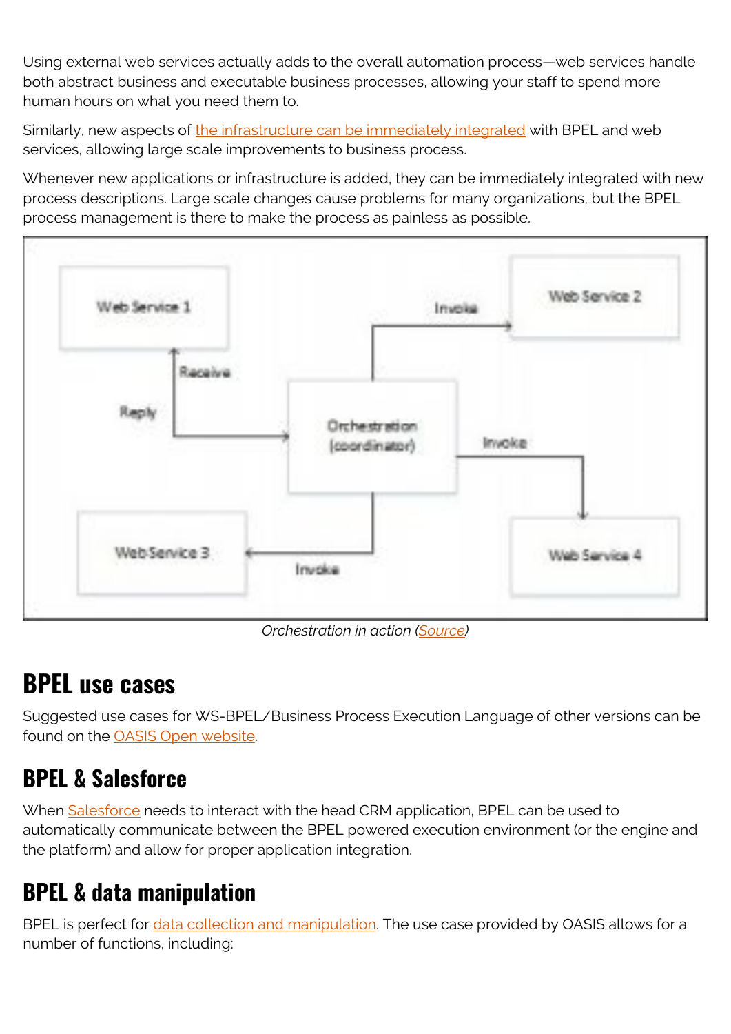Using external web services actually adds to the overall automation process—web services handle both abstract business and executable business processes, allowing your staff to spend more human hours on what you need them to.

Similarly, new aspects of the infrastructure can be immediately integrated with BPEL and web services, allowing large scale improvements to business process.

Whenever new applications or infrastructure is added, they can be immediately integrated with new process descriptions. Large scale changes cause problems for many organizations, but the BPEL process management is there to make the process as painless as possible.

*Orchestration in action (Source)*

## BPEL use cases

Suggested use cases for WS-BPEL/Business Process Execution Language of other versions can be found on the OASIS Open website.

### BPEL & Salesforce

When Salesforce needs to interact with the head CRM application, BPEL can be used to automatically communicate between the BPEL powered execution environment (or the engine and the platform) and allow for proper application integration.

### BPEL & data manipulation

BPEL is perfect for data collection and manipulation. The use case provided by OASIS allows for a number of functions, including: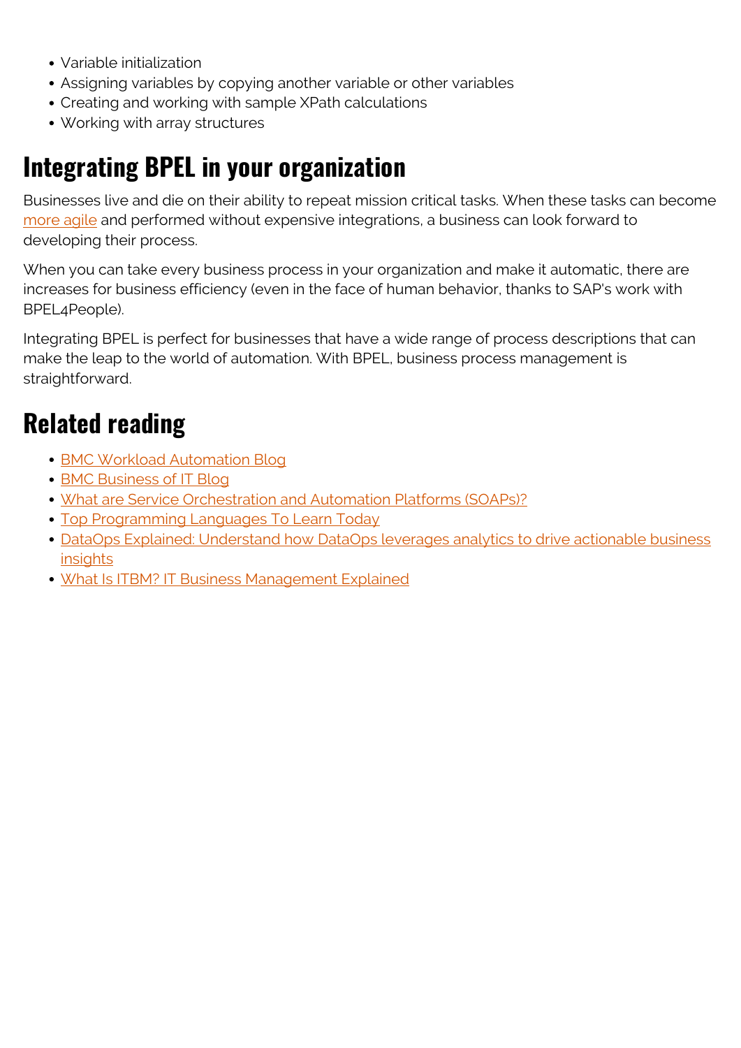- Variable initialization
- Assigning variables by copying another variable or other variables
- Creating and working with sample XPath calculations
- Working with array structures

## Integrating BPEL in your organization

Businesses live and die on their ability to repeat mission critical tasks. When these tasks can become more agile and performed without expensive integrations, a business can look forward to developing their process.

When you can take every business process in your organization and make it automatic, there are increases for business efficiency (even in the face of human behavior, thanks to SAP's work with BPEL4People).

Integrating BPEL is perfect for businesses that have a wide range of process descriptions that can make the leap to the world of automation. With BPEL, business process management is straightforward.

## Related reading

- BMC Workload Automation Blog
- BMC Business of IT Blog
- What are Service Orchestration and Automation Platforms (SOAPs)?
- Top Programming Languages To Learn Today
- DataOps Explained: Understand how DataOps leverages analytics to drive actionable business insights
- What Is ITBM? IT Business Management Explained